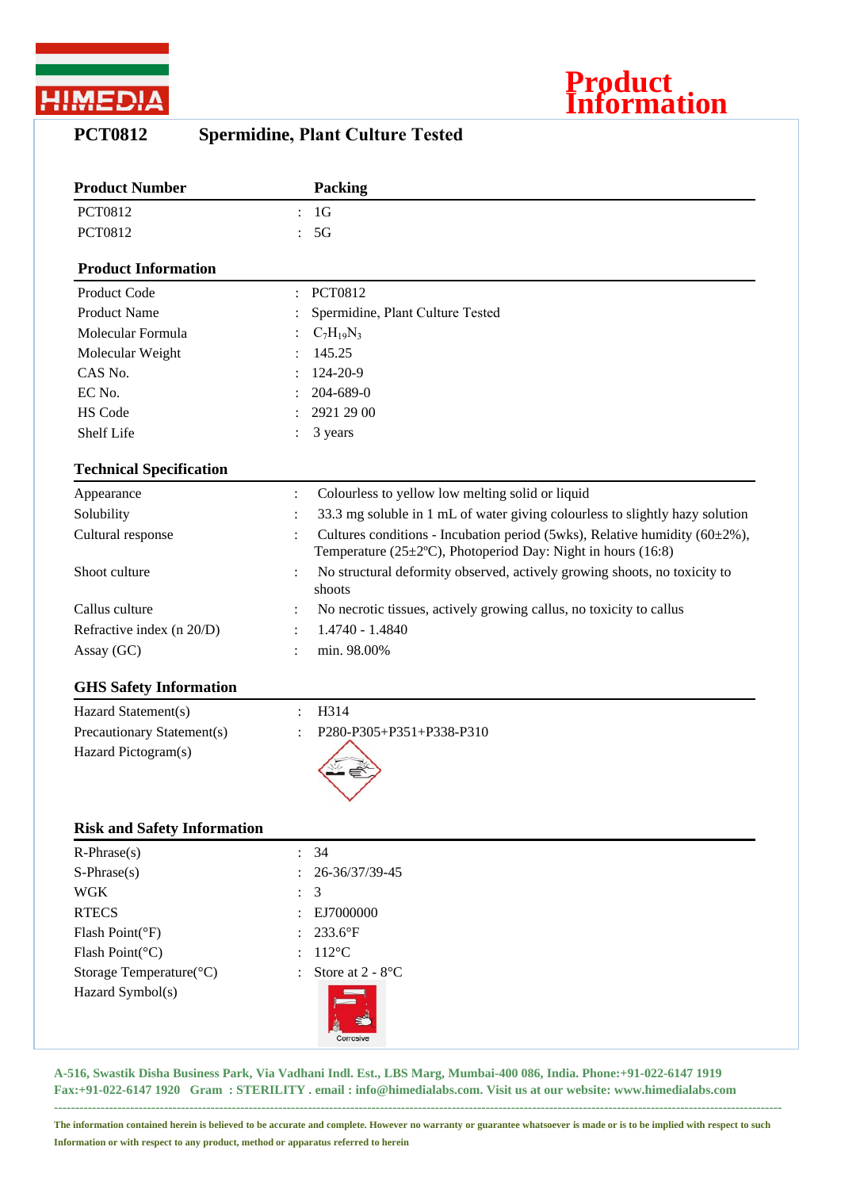# Product Information

## PCT0812 Spermidine, Plant Culture Tested

| Product Number | Packing |
| --- | --- |
| PCT0812 | : 1G |
| PCT0812 | : 5G |

### Product Information

| | |
| --- | --- |
| Product Code | : PCT0812 |
| Product Name | : Spermidine, Plant Culture Tested |
| Molecular Formula | : $C_7H_{19}N_3$ |
| Molecular Weight | : 145.25 |
| CAS No. | : 124-20-9 |
| EC No. | : 204-689-0 |
| HS Code | : 2921 29 00 |
| Shelf Life | : 3 years |

### Technical Specification

| | |
| --- | --- |
| Appearance | : Colourless to yellow low melting solid or liquid |
| Solubility | : 33.3 mg soluble in 1 mL of water giving colourless to slightly hazy solution |
| Cultural response | : Cultures conditions - Incubation period (5wks), Relative humidity (60±2%), Temperature (25±2ºC), Photoperiod Day: Night in hours (16:8) |
| Shoot culture | : No structural deformity observed, actively growing shoots, no toxicity to shoots |
| Callus culture | : No necrotic tissues, actively growing callus, no toxicity to callus |
| Refractive index (n 20/D) | : 1.4740 - 1.4840 |
| Assay (GC) | : min. 98.00% |

### GHS Safety Information

| | |
| --- | --- |
| Hazard Statement(s) | : H314 |
| Precautionary Statement(s) | : P280-P305+P351+P338-P310 |
| Hazard Pictogram(s) | |

### Risk and Safety Information

| | |
| --- | --- |
| R-Phrase(s) | : 34 |
| S-Phrase(s) | : 26-36/37/39-45 |
| WGK | : 3 |
| RTECS | : EJ7000000 |
| Flash Point(°F) | : 233.6°F |
| Flash Point(°C) | : 112°C |
| Storage Temperature(°C) | : Store at 2 - 8°C |
| Hazard Symbol(s) | Corrosive |

**A-516, Swastik Disha Business Park, Via Vadhani Indl. Est., LBS Marg, Mumbai-400 086, India. Phone:+91-022-6147 1919 Fax:+91-022-6147 1920 Gram : STERILITY . email : info@himedialabs.com. Visit us at our website: www.himedialabs.com**

**The information contained herein is believed to be accurate and complete. However no warranty or guarantee whatsoever is made or is to be implied with respect to such Information or with respect to any product, method or apparatus referred to herein**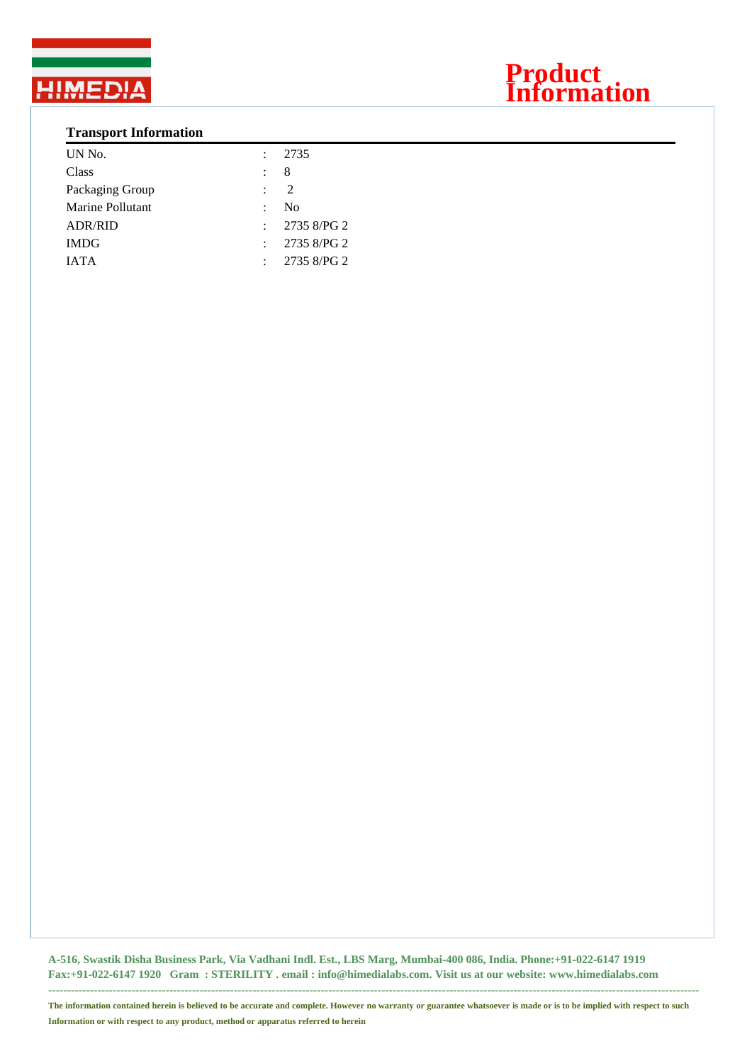## Transport Information

| | | |
|---|---|---|
| UN No. | : | 2735 |
| Class | : | 8 |
| Packaging Group | : | 2 |
| Marine Pollutant | : | No |
| ADR/RID | : | 2735 8/PG 2 |
| IMDG | : | 2735 8/PG 2 |
| IATA | : | 2735 8/PG 2 |

**A-516, Swastik Disha Business Park, Via Vadhani Indl. Est., LBS Marg, Mumbai-400 086, India. Phone:+91-022-6147 1919 Fax:+91-022-6147 1920 Gram : STERILITY . email : info@himedialabs.com. Visit us at our website: www.himedialabs.com**

**The information contained herein is believed to be accurate and complete. However no warranty or guarantee whatsoever is made or is to be implied with respect to such Information or with respect to any product, method or apparatus referred to herein**